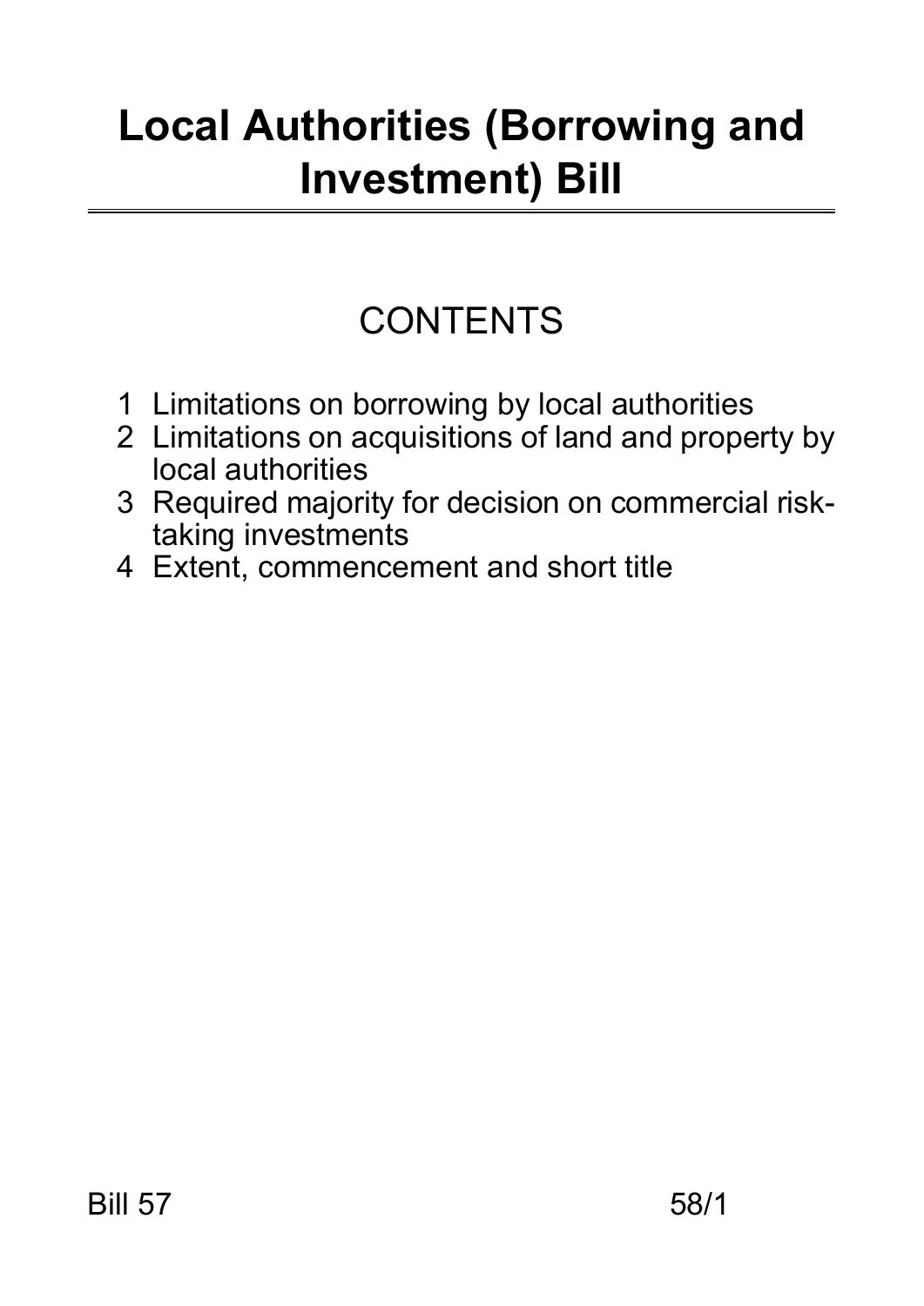# Local Authorities (Borrowing and Investment) Bill

## CONTENTS

1 Limitations on borrowing by local authorities
2 Limitations on acquisitions of land and property by local authorities
3 Required majority for decision on commercial risk-taking investments
4 Extent, commencement and short title

Bill 57 58/1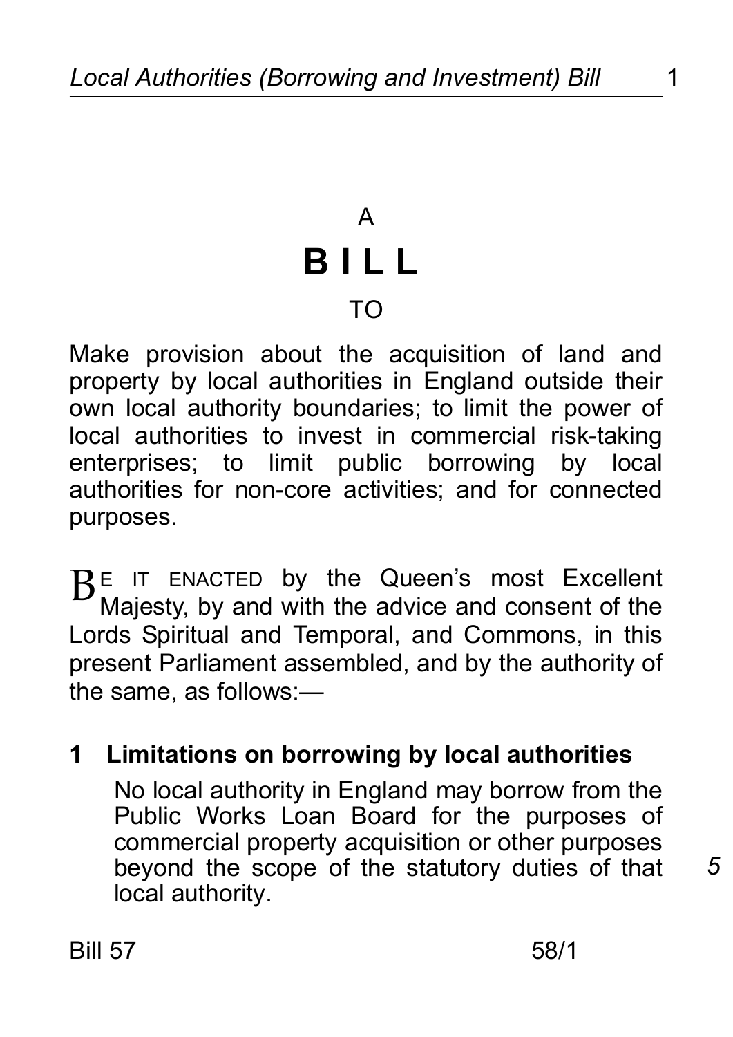A

# BILL

TO

Make provision about the acquisition of land and property by local authorities in England outside their own local authority boundaries; to limit the power of local authorities to invest in commercial risk-taking enterprises; to limit public borrowing by local authorities for non-core activities; and for connected purposes.

BE IT ENACTED by the Queen's most Excellent Majesty, by and with the advice and consent of the Lords Spiritual and Temporal, and Commons, in this present Parliament assembled, and by the authority of the same, as follows:—

## 1 Limitations on borrowing by local authorities

No local authority in England may borrow from the Public Works Loan Board for the purposes of commercial property acquisition or other purposes beyond the scope of the statutory duties of that local authority.

Bill 57 58/1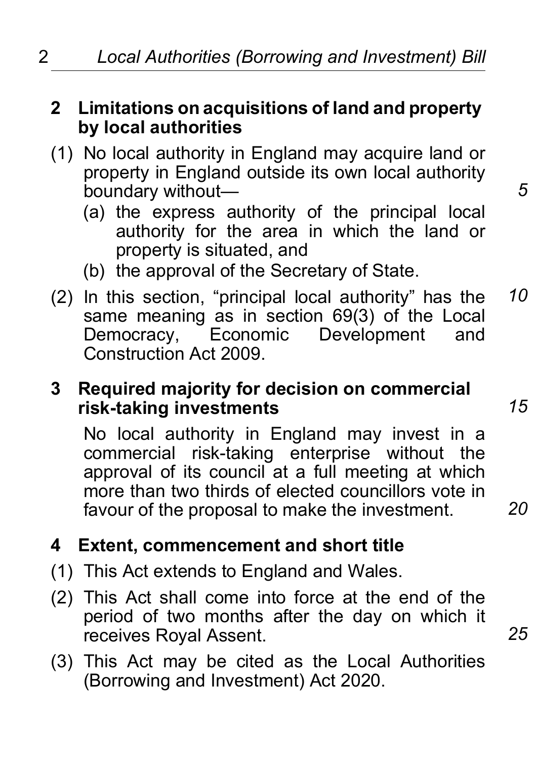## 2 Limitations on acquisitions of land and property by local authorities

(1) No local authority in England may acquire land or property in England outside its own local authority boundary without—

- (a) the express authority of the principal local authority for the area in which the land or property is situated, and
- (b) the approval of the Secretary of State.

(2) In this section, "principal local authority" has the same meaning as in section 69(3) of the Local Democracy, Economic Development and Construction Act 2009.

## 3 Required majority for decision on commercial risk-taking investments

No local authority in England may invest in a commercial risk-taking enterprise without the approval of its council at a full meeting at which more than two thirds of elected councillors vote in favour of the proposal to make the investment.

## 4 Extent, commencement and short title

(1) This Act extends to England and Wales.

(2) This Act shall come into force at the end of the period of two months after the day on which it receives Royal Assent.

(3) This Act may be cited as the Local Authorities (Borrowing and Investment) Act 2020.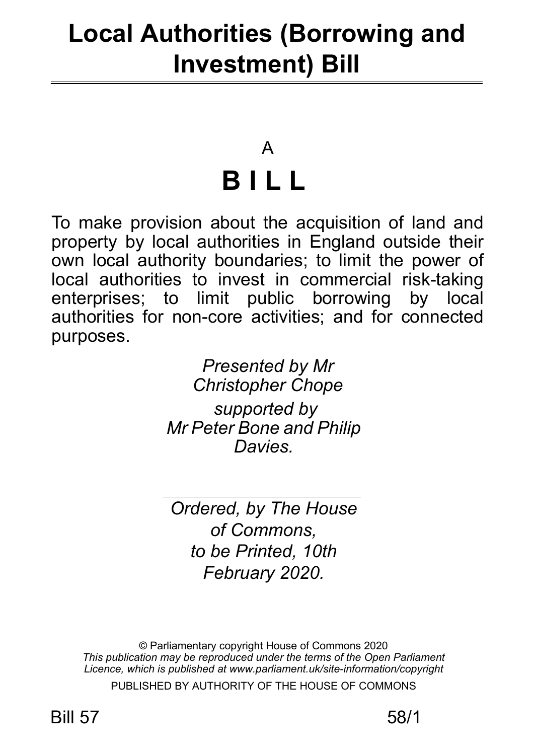# Local Authorities (Borrowing and Investment) Bill

A

# B I L L

To make provision about the acquisition of land and property by local authorities in England outside their own local authority boundaries; to limit the power of local authorities to invest in commercial risk-taking enterprises; to limit public borrowing by local authorities for non-core activities; and for connected purposes.

*Presented by Mr Christopher Chope*

*supported by Mr Peter Bone and Philip Davies.*

---

*Ordered, by The House of Commons, to be Printed, 10th February 2020.*

© Parliamentary copyright House of Commons 2020
*This publication may be reproduced under the terms of the Open Parliament Licence, which is published at www.parliament.uk/site-information/copyright*

PUBLISHED BY AUTHORITY OF THE HOUSE OF COMMONS

Bill 57 58/1